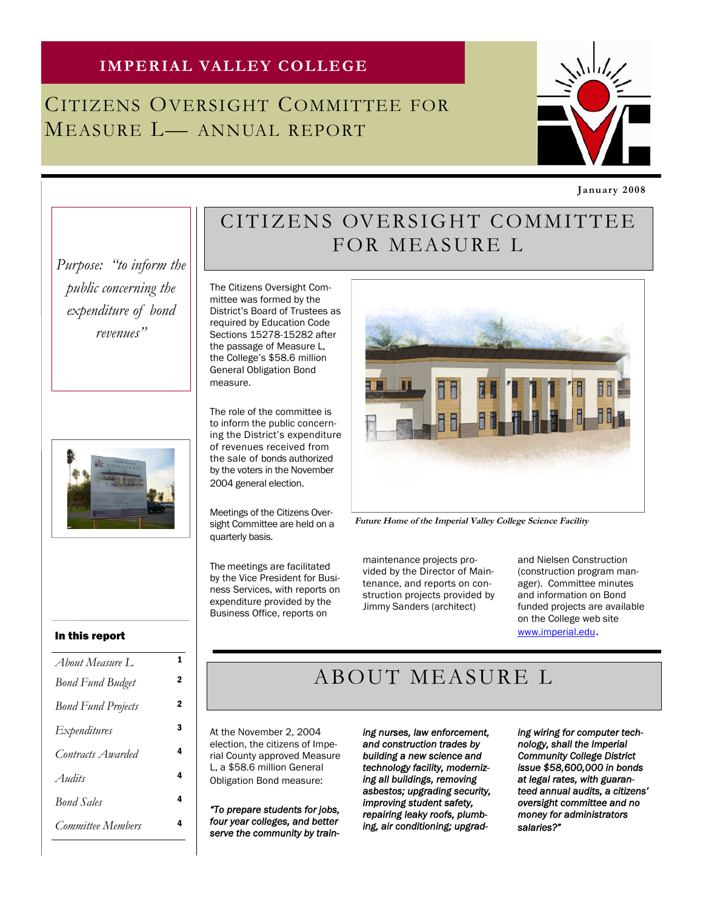**IMPERIAL VALLEY COLLEGE**

# Citizens Oversight Committee for Measure L— Annual Report

**January 2008**

*Purpose: "to inform the public concerning the expenditure of bond revenues"*

## Citizens Oversight Committee for Measure L

The Citizens Oversight Committee was formed by the District's Board of Trustees as required by Education Code Sections 15278-15282 after the passage of Measure L, the College's $58.6 million General Obligation Bond measure.

The role of the committee is to inform the public concerning the District's expenditure of revenues received from the sale of bonds authorized by the voters in the November 2004 general election.

Meetings of the Citizens Oversight Committee are held on a quarterly basis.

The meetings are facilitated by the Vice President for Business Services, with reports on expenditure provided by the Business Office, reports on maintenance projects provided by the Director of Maintenance, and reports on construction projects provided by Jimmy Sanders (architect) and Nielsen Construction (construction program manager). Committee minutes and information on Bond funded projects are available on the College web site www.imperial.edu.

*Future Home of the Imperial Valley College Science Facility*

### In this report

| | |
|---|---|
| About Measure L | 1 |
| Bond Fund Budget | 2 |
| Bond Fund Projects | 2 |
| Expenditures | 3 |
| Contracts Awarded | 4 |
| Audits | 4 |
| Bond Sales | 4 |
| Committee Members | 4 |

## About Measure L

At the November 2, 2004 election, the citizens of Imperial County approved Measure L, a $58.6 million General Obligation Bond measure:

***"To prepare students for jobs, four year colleges, and better serve the community by training nurses, law enforcement, and construction trades by building a new science and technology facility, modernizing all buildings, removing asbestos; upgrading security, improving student safety, repairing leaky roofs, plumbing, air conditioning; upgrading wiring for computer technology, shall the Imperial Community College District issue $58,600,000 in bonds at legal rates, with guaranteed annual audits, a citizens' oversight committee and no money for administrators salaries?"***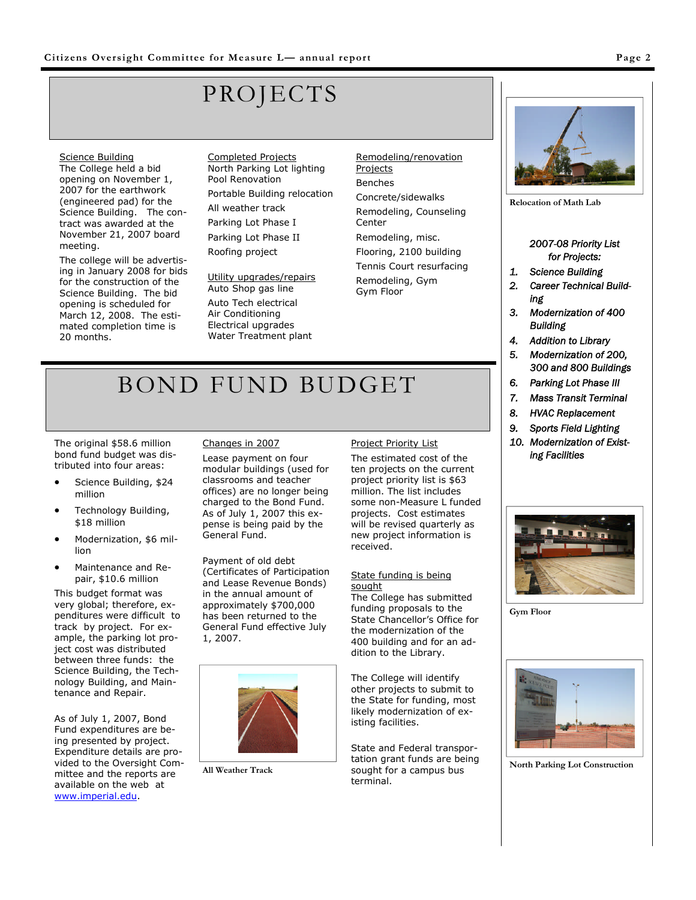# PROJECTS

**Science Building**

The College held a bid opening on November 1, 2007 for the earthwork (engineered pad) for the Science Building. The contract was awarded at the November 21, 2007 board meeting.

The college will be advertising in January 2008 for bids for the construction of the Science Building. The bid opening is scheduled for March 12, 2008. The estimated completion time is 20 months.

**Completed Projects**

North Parking Lot lighting
Pool Renovation

Portable Building relocation

All weather track

Parking Lot Phase I

Parking Lot Phase II

Roofing project

**Utility upgrades/repairs**

Auto Shop gas line

Auto Tech electrical
Air Conditioning
Electrical upgrades
Water Treatment plant

**Remodeling/renovation Projects**

Benches

Concrete/sidewalks

Remodeling, Counseling Center

Remodeling, misc.

Flooring, 2100 building

Tennis Court resurfacing

Remodeling, Gym
Gym Floor

Relocation of Math Lab

*2007-08 Priority List for Projects:*

1. *Science Building*
2. *Career Technical Building*
3. *Modernization of 400 Building*
4. *Addition to Library*
5. *Modernization of 200, 300 and 800 Buildings*
6. *Parking Lot Phase III*
7. *Mass Transit Terminal*
8. *HVAC Replacement*
9. *Sports Field Lighting*
10. *Modernization of Existing Facilities*

# BOND FUND BUDGET

The original $58.6 million bond fund budget was distributed into four areas:

- Science Building, $24 million
- Technology Building, $18 million
- Modernization, $6 million
- Maintenance and Repair, $10.6 million

This budget format was very global; therefore, expenditures were difficult to track by project. For example, the parking lot project cost was distributed between three funds: the Science Building, the Technology Building, and Maintenance and Repair.

As of July 1, 2007, Bond Fund expenditures are being presented by project. Expenditure details are provided to the Oversight Committee and the reports are available on the web at www.imperial.edu.

**Changes in 2007**

Lease payment on four modular buildings (used for classrooms and teacher offices) are no longer being charged to the Bond Fund. As of July 1, 2007 this expense is being paid by the General Fund.

Payment of old debt (Certificates of Participation and Lease Revenue Bonds) in the annual amount of approximately $700,000 has been returned to the General Fund effective July 1, 2007.

All Weather Track

**Project Priority List**

The estimated cost of the ten projects on the current project priority list is $63 million. The list includes some non-Measure L funded projects. Cost estimates will be revised quarterly as new project information is received.

**State funding is being sought**

The College has submitted funding proposals to the State Chancellor's Office for the modernization of the 400 building and for an addition to the Library.

The College will identify other projects to submit to the State for funding, most likely modernization of existing facilities.

State and Federal transportation grant funds are being sought for a campus bus terminal.

Gym Floor

North Parking Lot Construction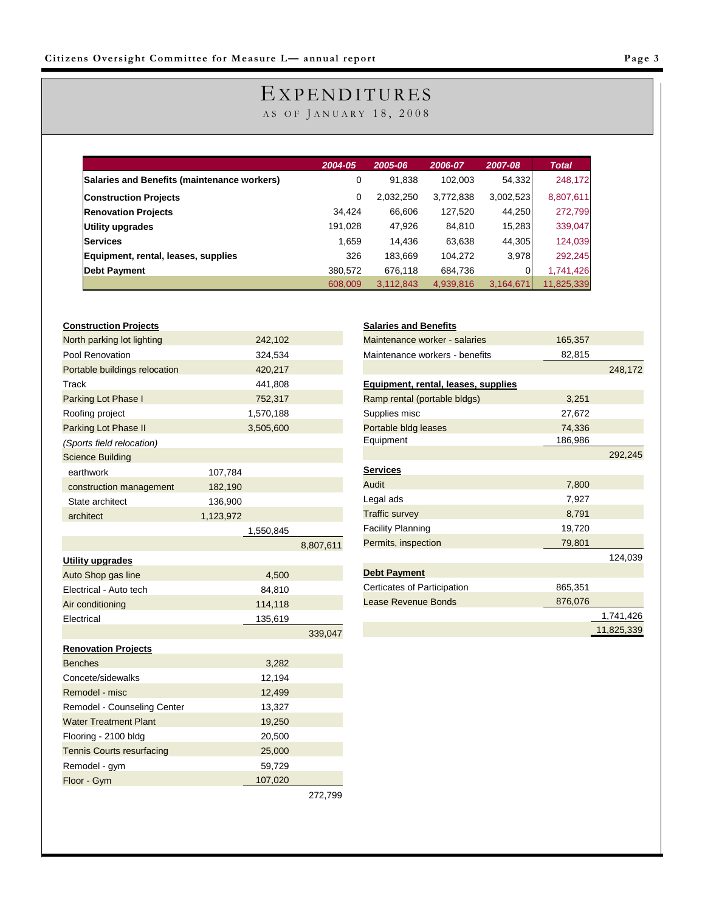# EXPENDITURES

AS OF JANUARY 18, 2008

| | 2004-05 | 2005-06 | 2006-07 | 2007-08 | Total |
|---|---|---|---|---|---|
| **Salaries and Benefits (maintenance workers)** | 0 | 91,838 | 102,003 | 54,332 | 248,172 |
| **Construction Projects** | 0 | 2,032,250 | 3,772,838 | 3,002,523 | 8,807,611 |
| **Renovation Projects** | 34,424 | 66,606 | 127,520 | 44,250 | 272,799 |
| **Utility upgrades** | 191,028 | 47,926 | 84,810 | 15,283 | 339,047 |
| **Services** | 1,659 | 14,436 | 63,638 | 44,305 | 124,039 |
| **Equipment, rental, leases, supplies** | 326 | 183,669 | 104,272 | 3,978 | 292,245 |
| **Debt Payment** | 380,572 | 676,118 | 684,736 | 0 | 1,741,426 |
| | 608,009 | 3,112,843 | 4,939,816 | 3,164,671 | 11,825,339 |

**Construction Projects**

| | | | |
|---|---|---|---|
| North parking lot lighting | | 242,102 | |
| Pool Renovation | | 324,534 | |
| Portable buildings relocation | | 420,217 | |
| Track | | 441,808 | |
| Parking Lot Phase I | | 752,317 | |
| Roofing project | | 1,570,188 | |
| Parking Lot Phase II | | 3,505,600 | |
| *(Sports field relocation)* | | | |
| Science Building | | | |
| earthwork | 107,784 | | |
| construction management | 182,190 | | |
| State architect | 136,900 | | |
| architect | 1,123,972 | | |
| | | 1,550,845 | |
| | | | 8,807,611 |

**Utility upgrades**

| | | |
|---|---|---|
| Auto Shop gas line | 4,500 | |
| Electrical - Auto tech | 84,810 | |
| Air conditioning | 114,118 | |
| Electrical | 135,619 | |
| | | 339,047 |

**Renovation Projects**

| | | |
|---|---|---|
| Benches | 3,282 | |
| Concete/sidewalks | 12,194 | |
| Remodel - misc | 12,499 | |
| Remodel - Counseling Center | 13,327 | |
| Water Treatment Plant | 19,250 | |
| Flooring - 2100 bldg | 20,500 | |
| Tennis Courts resurfacing | 25,000 | |
| Remodel - gym | 59,729 | |
| Floor - Gym | 107,020 | |
| | | 272,799 |

**Salaries and Benefits**

| | | |
|---|---|---|
| Maintenance worker - salaries | 165,357 | |
| Maintenance workers - benefits | 82,815 | |
| | | 248,172 |

**Equipment, rental, leases, supplies**

| | | |
|---|---|---|
| Ramp rental (portable bldgs) | 3,251 | |
| Supplies misc | 27,672 | |
| Portable bldg leases | 74,336 | |
| Equipment | 186,986 | |
| | | 292,245 |

**Services**

| | | |
|---|---|---|
| Audit | 7,800 | |
| Legal ads | 7,927 | |
| Traffic survey | 8,791 | |
| Facility Planning | 19,720 | |
| Permits, inspection | 79,801 | |
| | | 124,039 |

**Debt Payment**

| | | |
|---|---|---|
| Certicates of Participation | 865,351 | |
| Lease Revenue Bonds | 876,076 | |
| | | 1,741,426 |
| | | 11,825,339 |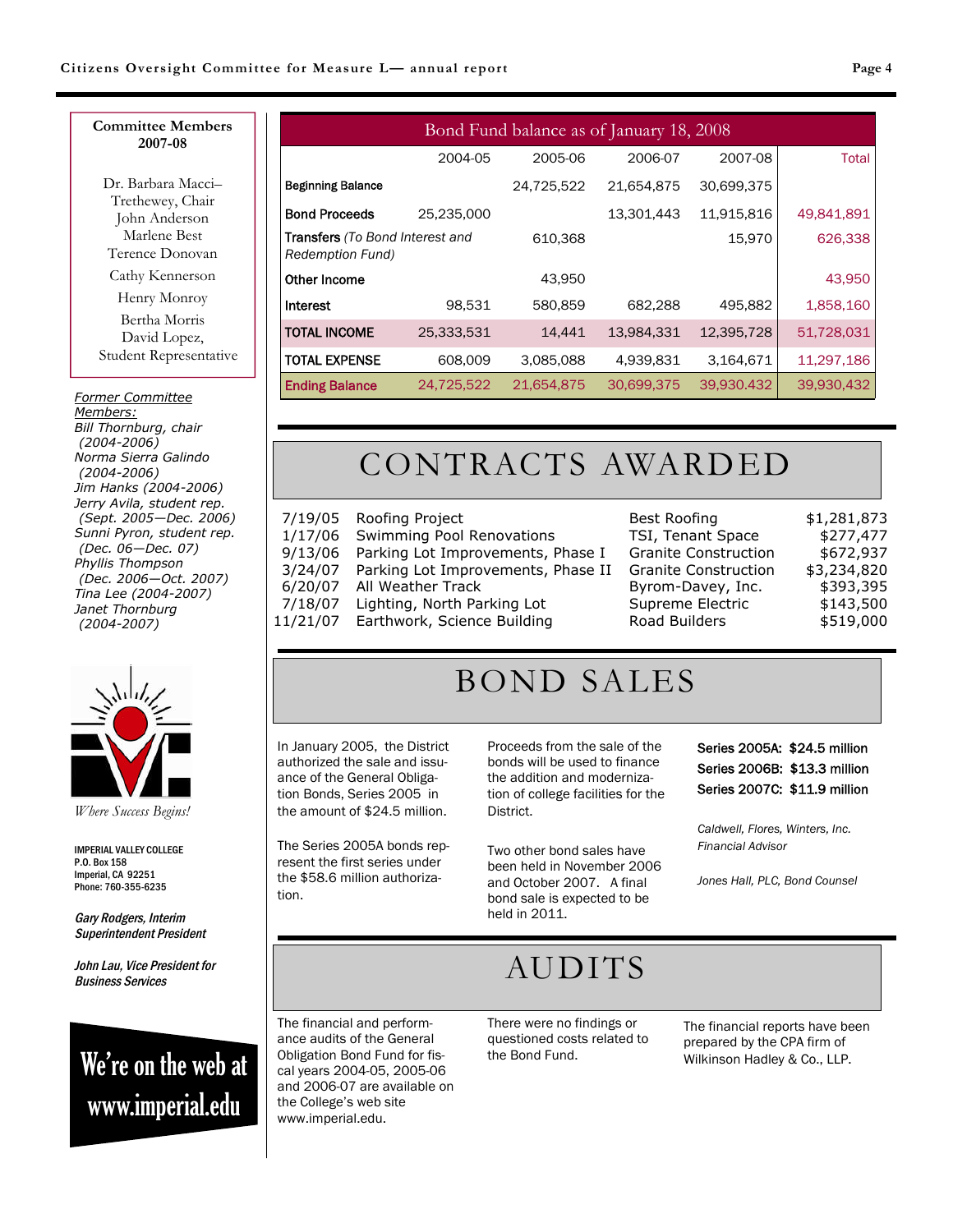**Committee Members 2007-08**

Dr. Barbara Macci–Trethewey, Chair
John Anderson
Marlene Best
Terence Donovan
Cathy Kennerson
Henry Monroy
Bertha Morris
David Lopez, Student Representative

*Former Committee Members:*
*Bill Thornburg, chair (2004-2006)*
*Norma Sierra Galindo (2004-2006)*
*Jim Hanks (2004-2006)*
*Jerry Avila, student rep. (Sept. 2005—Dec. 2006)*
*Sunni Pyron, student rep. (Dec. 06—Dec. 07)*
*Phyllis Thompson (Dec. 2006—Oct. 2007)*
*Tina Lee (2004-2007)*
*Janet Thornburg (2004-2007)*

*Where Success Begins!*

**IMPERIAL VALLEY COLLEGE**
**P.O. Box 158**
**Imperial, CA 92251**
**Phone: 760-355-6235**

***Gary Rodgers, Interim Superintendent President***

***John Lau, Vice President for Business Services***

**We're on the web at www.imperial.edu**

## Bond Fund balance as of January 18, 2008

| | 2004-05 | 2005-06 | 2006-07 | 2007-08 | Total |
|---|---|---|---|---|---|
| **Beginning Balance** | | 24,725,522 | 21,654,875 | 30,699,375 | |
| **Bond Proceeds** | 25,235,000 | | 13,301,443 | 11,915,816 | 49,841,891 |
| **Transfers** *(To Bond Interest and Redemption Fund)* | | 610,368 | | 15,970 | 626,338 |
| **Other Income** | | 43,950 | | | 43,950 |
| **Interest** | 98,531 | 580,859 | 682,288 | 495,882 | 1,858,160 |
| **TOTAL INCOME** | 25,333,531 | 14,441 | 13,984,331 | 12,395,728 | 51,728,031 |
| **TOTAL EXPENSE** | 608,009 | 3,085,088 | 4,939,831 | 3,164,671 | 11,297,186 |
| **Ending Balance** | 24,725,522 | 21,654,875 | 30,699,375 | 39,930.432 | 39,930,432 |

# CONTRACTS AWARDED

| | | | |
|---|---|---|---|
| 7/19/05 | Roofing Project | Best Roofing | $1,281,873 |
| 1/17/06 | Swimming Pool Renovations | TSI, Tenant Space | $277,477 |
| 9/13/06 | Parking Lot Improvements, Phase I | Granite Construction | $672,937 |
| 3/24/07 | Parking Lot Improvements, Phase II | Granite Construction | $3,234,820 |
| 6/20/07 | All Weather Track | Byrom-Davey, Inc. | $393,395 |
| 7/18/07 | Lighting, North Parking Lot | Supreme Electric | $143,500 |
| 11/21/07 | Earthwork, Science Building | Road Builders | $519,000 |

# BOND SALES

In January 2005, the District authorized the sale and issuance of the General Obligation Bonds, Series 2005 in the amount of $24.5 million.

The Series 2005A bonds represent the first series under the $58.6 million authorization.

Proceeds from the sale of the bonds will be used to finance the addition and modernization of college facilities for the District.

Two other bond sales have been held in November 2006 and October 2007. A final bond sale is expected to be held in 2011.

Series 2005A: $24.5 million
Series 2006B: $13.3 million
Series 2007C: $11.9 million

*Caldwell, Flores, Winters, Inc. Financial Advisor*

*Jones Hall, PLC, Bond Counsel*

# AUDITS

The financial and performance audits of the General Obligation Bond Fund for fiscal years 2004-05, 2005-06 and 2006-07 are available on the College's web site www.imperial.edu.

There were no findings or questioned costs related to the Bond Fund.

The financial reports have been prepared by the CPA firm of Wilkinson Hadley & Co., LLP.